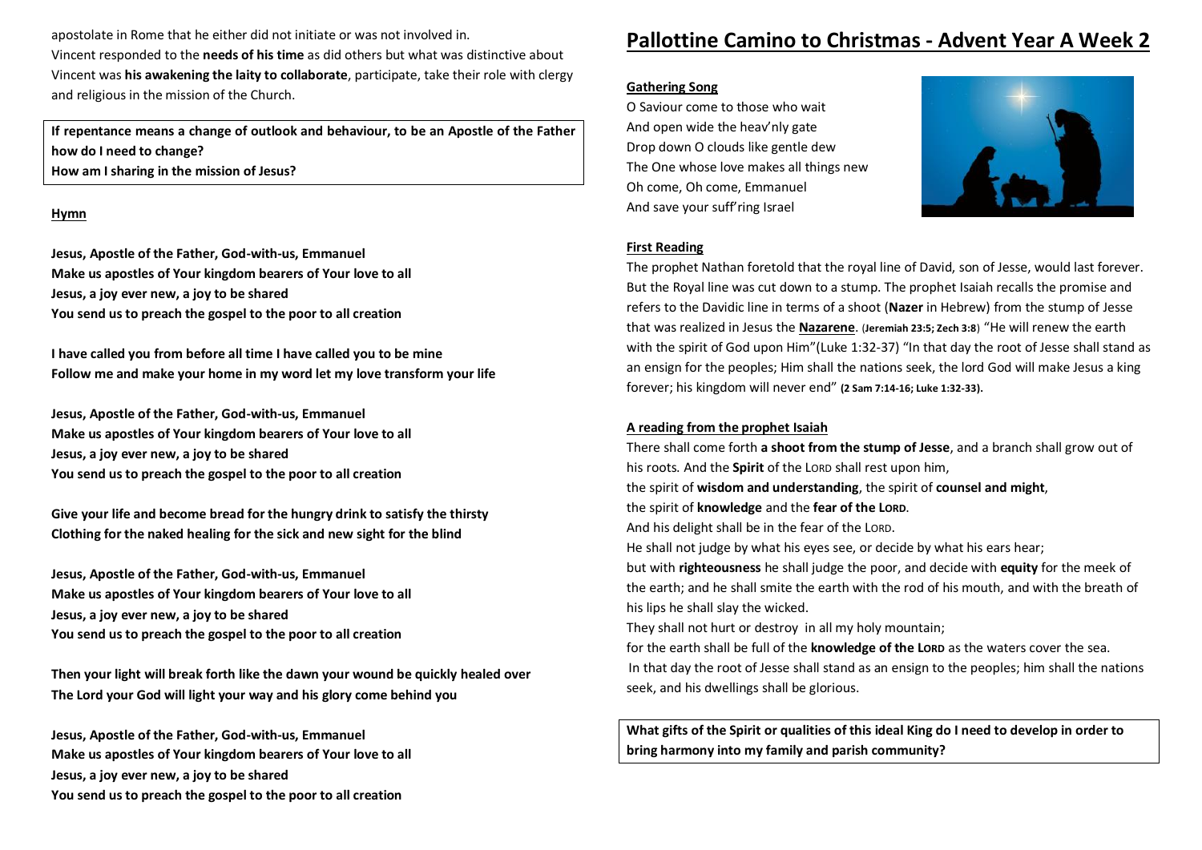apostolate in Rome that he either did not initiate or was not involved in.
Vincent responded to the **needs of his time** as did others but what was distinctive about Vincent was **his awakening the laity to collaborate**, participate, take their role with clergy and religious in the mission of the Church.

**If repentance means a change of outlook and behaviour, to be an Apostle of the Father how do I need to change?**
**How am I sharing in the mission of Jesus?**

**Hymn**

**Jesus, Apostle of the Father, God-with-us, Emmanuel**
**Make us apostles of Your kingdom bearers of Your love to all**
**Jesus, a joy ever new, a joy to be shared**
**You send us to preach the gospel to the poor to all creation**

**I have called you from before all time I have called you to be mine**
**Follow me and make your home in my word let my love transform your life**

**Jesus, Apostle of the Father, God-with-us, Emmanuel**
**Make us apostles of Your kingdom bearers of Your love to all**
**Jesus, a joy ever new, a joy to be shared**
**You send us to preach the gospel to the poor to all creation**

**Give your life and become bread for the hungry drink to satisfy the thirsty**
**Clothing for the naked healing for the sick and new sight for the blind**

**Jesus, Apostle of the Father, God-with-us, Emmanuel**
**Make us apostles of Your kingdom bearers of Your love to all**
**Jesus, a joy ever new, a joy to be shared**
**You send us to preach the gospel to the poor to all creation**

**Then your light will break forth like the dawn your wound be quickly healed over**
**The Lord your God will light your way and his glory come behind you**

**Jesus, Apostle of the Father, God-with-us, Emmanuel**
**Make us apostles of Your kingdom bearers of Your love to all**
**Jesus, a joy ever new, a joy to be shared**
**You send us to preach the gospel to the poor to all creation**

# Pallottine Camino to Christmas - Advent Year A Week 2

**Gathering Song**

O Saviour come to those who wait
And open wide the heav'nly gate
Drop down O clouds like gentle dew
The One whose love makes all things new
Oh come, Oh come, Emmanuel
And save your suff'ring Israel

**First Reading**

The prophet Nathan foretold that the royal line of David, son of Jesse, would last forever. But the Royal line was cut down to a stump. The prophet Isaiah recalls the promise and refers to the Davidic line in terms of a shoot (**Nazer** in Hebrew) from the stump of Jesse that was realized in Jesus the **Nazarene**. (**Jeremiah 23:5; Zech 3:8**) "He will renew the earth with the spirit of God upon Him"(Luke 1:32-37) "In that day the root of Jesse shall stand as an ensign for the peoples; Him shall the nations seek, the lord God will make Jesus a king forever; his kingdom will never end" **(2 Sam 7:14-16; Luke 1:32-33).**

**A reading from the prophet Isaiah**

There shall come forth **a shoot from the stump of Jesse**, and a branch shall grow out of his roots. And the **Spirit** of the LORD shall rest upon him,
the spirit of **wisdom and understanding**, the spirit of **counsel and might**,
the spirit of **knowledge** and the **fear of the LORD**.
And his delight shall be in the fear of the LORD.
He shall not judge by what his eyes see, or decide by what his ears hear;
but with **righteousness** he shall judge the poor, and decide with **equity** for the meek of the earth; and he shall smite the earth with the rod of his mouth, and with the breath of his lips he shall slay the wicked.
They shall not hurt or destroy in all my holy mountain;
for the earth shall be full of the **knowledge of the LORD** as the waters cover the sea.
In that day the root of Jesse shall stand as an ensign to the peoples; him shall the nations seek, and his dwellings shall be glorious.

**What gifts of the Spirit or qualities of this ideal King do I need to develop in order to bring harmony into my family and parish community?**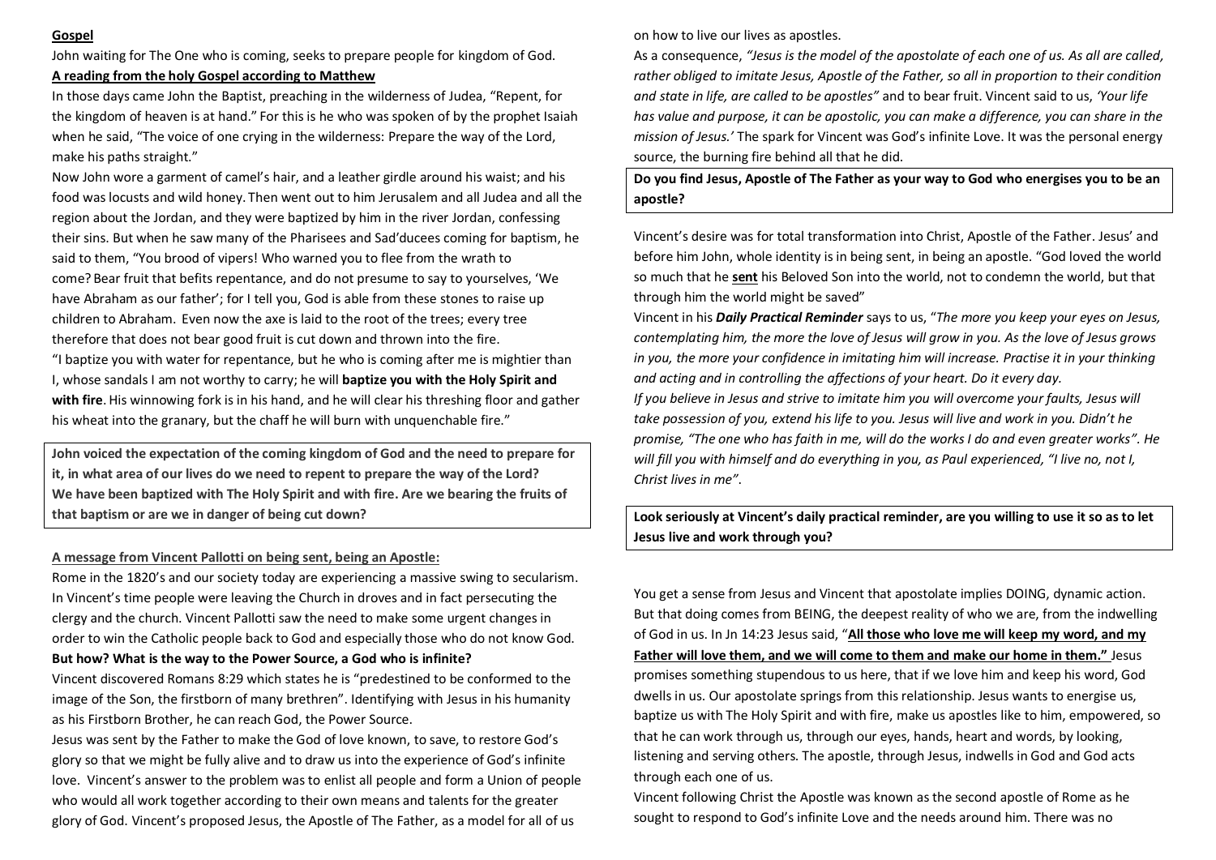**Gospel**

John waiting for The One who is coming, seeks to prepare people for kingdom of God.

**A reading from the holy Gospel according to Matthew**

In those days came John the Baptist, preaching in the wilderness of Judea, "Repent, for the kingdom of heaven is at hand." For this is he who was spoken of by the prophet Isaiah when he said, "The voice of one crying in the wilderness: Prepare the way of the Lord, make his paths straight."

Now John wore a garment of camel's hair, and a leather girdle around his waist; and his food was locusts and wild honey. Then went out to him Jerusalem and all Judea and all the region about the Jordan, and they were baptized by him in the river Jordan, confessing their sins. But when he saw many of the Pharisees and Sad'ducees coming for baptism, he said to them, "You brood of vipers! Who warned you to flee from the wrath to come? Bear fruit that befits repentance, and do not presume to say to yourselves, 'We have Abraham as our father'; for I tell you, God is able from these stones to raise up children to Abraham. Even now the axe is laid to the root of the trees; every tree therefore that does not bear good fruit is cut down and thrown into the fire.

"I baptize you with water for repentance, but he who is coming after me is mightier than I, whose sandals I am not worthy to carry; he will **baptize you with the Holy Spirit and with fire**. His winnowing fork is in his hand, and he will clear his threshing floor and gather his wheat into the granary, but the chaff he will burn with unquenchable fire."

**John voiced the expectation of the coming kingdom of God and the need to prepare for it, in what area of our lives do we need to repent to prepare the way of the Lord? We have been baptized with The Holy Spirit and with fire. Are we bearing the fruits of that baptism or are we in danger of being cut down?**

**A message from Vincent Pallotti on being sent, being an Apostle:**

Rome in the 1820's and our society today are experiencing a massive swing to secularism. In Vincent's time people were leaving the Church in droves and in fact persecuting the clergy and the church. Vincent Pallotti saw the need to make some urgent changes in order to win the Catholic people back to God and especially those who do not know God.

**But how? What is the way to the Power Source, a God who is infinite?**

Vincent discovered Romans 8:29 which states he is "predestined to be conformed to the image of the Son, the firstborn of many brethren". Identifying with Jesus in his humanity as his Firstborn Brother, he can reach God, the Power Source.

Jesus was sent by the Father to make the God of love known, to save, to restore God's glory so that we might be fully alive and to draw us into the experience of God's infinite love. Vincent's answer to the problem was to enlist all people and form a Union of people who would all work together according to their own means and talents for the greater glory of God. Vincent's proposed Jesus, the Apostle of The Father, as a model for all of us on how to live our lives as apostles.

As a consequence, *"Jesus is the model of the apostolate of each one of us. As all are called, rather obliged to imitate Jesus, Apostle of the Father, so all in proportion to their condition and state in life, are called to be apostles"* and to bear fruit. Vincent said to us, *'Your life has value and purpose, it can be apostolic, you can make a difference, you can share in the mission of Jesus.'* The spark for Vincent was God's infinite Love. It was the personal energy source, the burning fire behind all that he did.

**Do you find Jesus, Apostle of The Father as your way to God who energises you to be an apostle?**

Vincent's desire was for total transformation into Christ, Apostle of the Father. Jesus' and before him John, whole identity is in being sent, in being an apostle. "God loved the world so much that he **sent** his Beloved Son into the world, not to condemn the world, but that through him the world might be saved"

Vincent in his ***Daily Practical Reminder*** says to us, "*The more you keep your eyes on Jesus, contemplating him, the more the love of Jesus will grow in you. As the love of Jesus grows in you, the more your confidence in imitating him will increase. Practise it in your thinking and acting and in controlling the affections of your heart. Do it every day.*

*If you believe in Jesus and strive to imitate him you will overcome your faults, Jesus will take possession of you, extend his life to you. Jesus will live and work in you. Didn't he promise, "The one who has faith in me, will do the works I do and even greater works". He will fill you with himself and do everything in you, as Paul experienced, "I live no, not I, Christ lives in me"*.

**Look seriously at Vincent's daily practical reminder, are you willing to use it so as to let Jesus live and work through you?**

You get a sense from Jesus and Vincent that apostolate implies DOING, dynamic action. But that doing comes from BEING, the deepest reality of who we are, from the indwelling of God in us. In Jn 14:23 Jesus said, "**All those who love me will keep my word, and my Father will love them, and we will come to them and make our home in them."** Jesus promises something stupendous to us here, that if we love him and keep his word, God dwells in us. Our apostolate springs from this relationship. Jesus wants to energise us, baptize us with The Holy Spirit and with fire, make us apostles like to him, empowered, so that he can work through us, through our eyes, hands, heart and words, by looking, listening and serving others. The apostle, through Jesus, indwells in God and God acts through each one of us.

Vincent following Christ the Apostle was known as the second apostle of Rome as he sought to respond to God's infinite Love and the needs around him. There was no